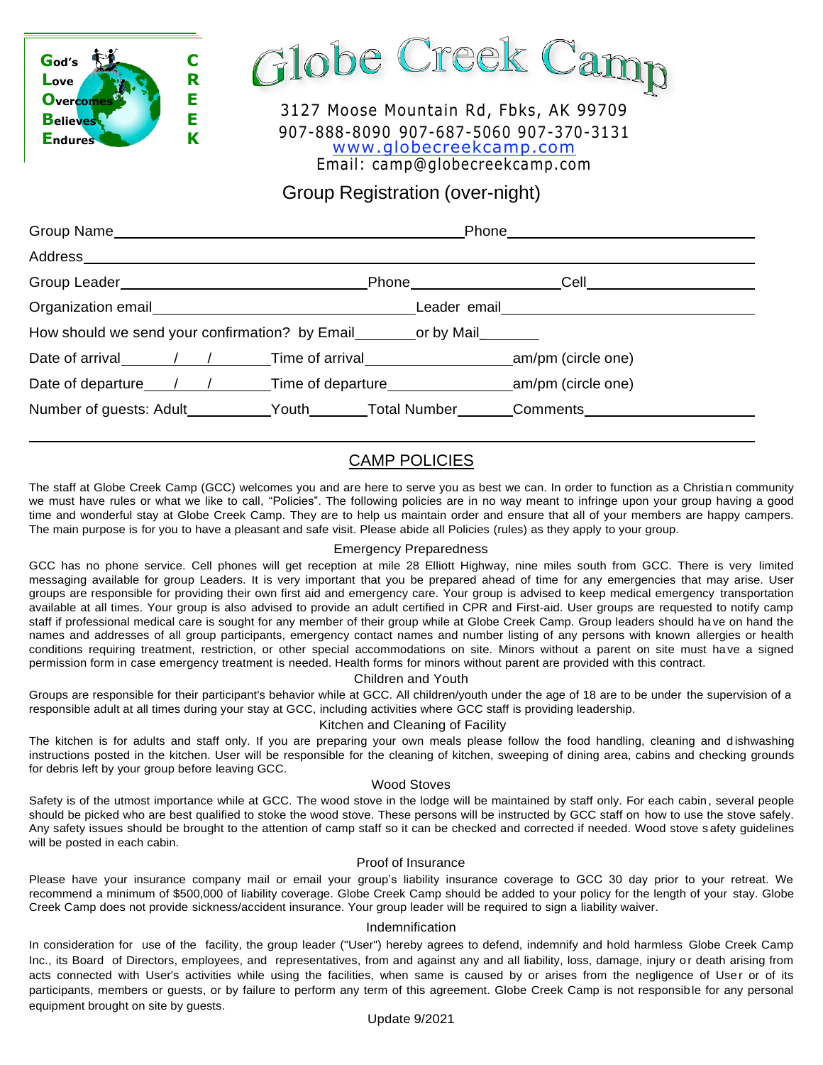God's Love Overcomes Believes Endures — CREEK

# Globe Creek Camp

3127 Moose Mountain Rd, Fbks, AK 99709
907-888-8090 907-687-5060 907-370-3131
www.globecreekcamp.com
Email: camp@globecreekcamp.com

## Group Registration (over-night)

Group Name\_\_\_\_\_\_\_\_\_\_\_\_\_\_\_\_\_\_\_\_\_\_\_\_\_\_\_\_\_\_\_\_\_\_\_\_Phone\_\_\_\_\_\_\_\_\_\_\_\_\_\_\_\_\_\_\_\_\_\_\_\_\_

Address\_\_\_\_\_\_\_\_\_\_\_\_\_\_\_\_\_\_\_\_\_\_\_\_\_\_\_\_\_\_\_\_\_\_\_\_\_\_\_\_\_\_\_\_\_\_\_\_\_\_\_\_\_\_\_\_\_\_\_\_\_\_\_\_\_\_\_\_

Group Leader\_\_\_\_\_\_\_\_\_\_\_\_\_\_\_\_\_\_\_\_\_\_\_\_\_\_Phone\_\_\_\_\_\_\_\_\_\_\_\_\_\_\_Cell\_\_\_\_\_\_\_\_\_\_\_\_\_\_\_\_\_

Organization email\_\_\_\_\_\_\_\_\_\_\_\_\_\_\_\_\_\_\_\_\_\_\_\_\_\_\_Leader email\_\_\_\_\_\_\_\_\_\_\_\_\_\_\_\_\_\_\_\_\_\_\_\_\_\_

How should we send your confirmation? by Email\_\_\_\_\_\_\_or by Mail\_\_\_\_\_\_\_

Date of arrival\_\_\_\_\_/\_\_\_/\_\_\_\_\_\_\_Time of arrival\_\_\_\_\_\_\_\_\_\_\_\_\_\_\_\_am/pm (circle one)

Date of departure\_\_\_/\_\_\_/\_\_\_\_\_\_\_Time of departure\_\_\_\_\_\_\_\_\_\_\_\_\_\_am/pm (circle one)

Number of guests: Adult\_\_\_\_\_\_\_\_\_\_Youth\_\_\_\_\_\_\_Total Number\_\_\_\_\_\_Comments\_\_\_\_\_\_\_\_\_\_\_\_\_\_\_\_\_\_\_\_

## CAMP POLICIES

The staff at Globe Creek Camp (GCC) welcomes you and are here to serve you as best we can. In order to function as a Christian community we must have rules or what we like to call, "Policies". The following policies are in no way meant to infringe upon your group having a good time and wonderful stay at Globe Creek Camp. They are to help us maintain order and ensure that all of your members are happy campers. The main purpose is for you to have a pleasant and safe visit. Please abide all Policies (rules) as they apply to your group.

### Emergency Preparedness

GCC has no phone service. Cell phones will get reception at mile 28 Elliott Highway, nine miles south from GCC. There is very limited messaging available for group Leaders. It is very important that you be prepared ahead of time for any emergencies that may arise. User groups are responsible for providing their own first aid and emergency care. Your group is advised to keep medical emergency transportation available at all times. Your group is also advised to provide an adult certified in CPR and First-aid. User groups are requested to notify camp staff if professional medical care is sought for any member of their group while at Globe Creek Camp. Group leaders should have on hand the names and addresses of all group participants, emergency contact names and number listing of any persons with known allergies or health conditions requiring treatment, restriction, or other special accommodations on site. Minors without a parent on site must have a signed permission form in case emergency treatment is needed. Health forms for minors without parent are provided with this contract.

### Children and Youth

Groups are responsible for their participant's behavior while at GCC. All children/youth under the age of 18 are to be under the supervision of a responsible adult at all times during your stay at GCC, including activities where GCC staff is providing leadership.

### Kitchen and Cleaning of Facility

The kitchen is for adults and staff only. If you are preparing your own meals please follow the food handling, cleaning and dishwashing instructions posted in the kitchen. User will be responsible for the cleaning of kitchen, sweeping of dining area, cabins and checking grounds for debris left by your group before leaving GCC.

### Wood Stoves

Safety is of the utmost importance while at GCC. The wood stove in the lodge will be maintained by staff only. For each cabin, several people should be picked who are best qualified to stoke the wood stove. These persons will be instructed by GCC staff on how to use the stove safely. Any safety issues should be brought to the attention of camp staff so it can be checked and corrected if needed. Wood stove safety guidelines will be posted in each cabin.

### Proof of Insurance

Please have your insurance company mail or email your group's liability insurance coverage to GCC 30 day prior to your retreat. We recommend a minimum of $500,000 of liability coverage. Globe Creek Camp should be added to your policy for the length of your stay. Globe Creek Camp does not provide sickness/accident insurance. Your group leader will be required to sign a liability waiver.

### Indemnification

In consideration for use of the facility, the group leader ("User") hereby agrees to defend, indemnify and hold harmless Globe Creek Camp Inc., its Board of Directors, employees, and representatives, from and against any and all liability, loss, damage, injury or death arising from acts connected with User's activities while using the facilities, when same is caused by or arises from the negligence of User or of its participants, members or guests, or by failure to perform any term of this agreement. Globe Creek Camp is not responsible for any personal equipment brought on site by guests.

Update 9/2021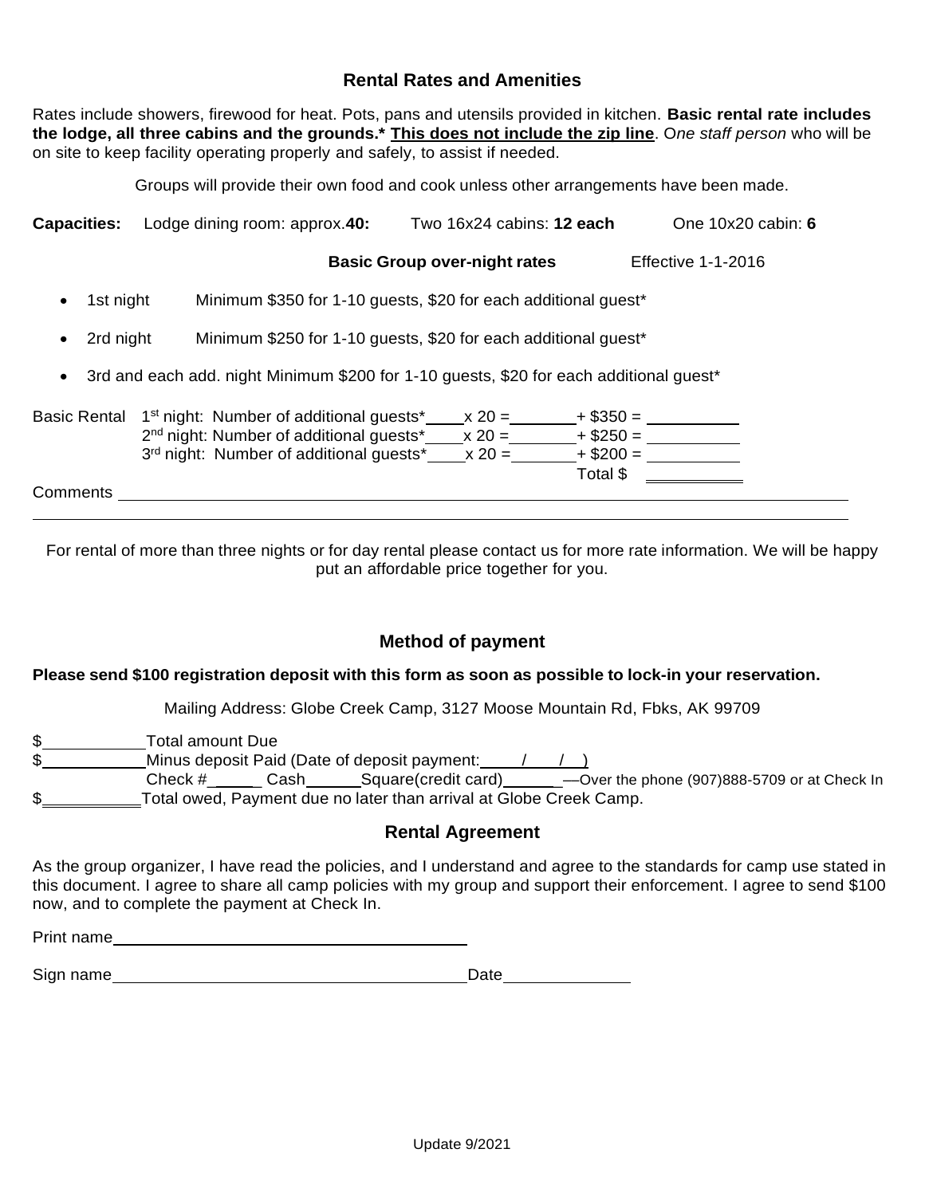## Rental Rates and Amenities

Rates include showers, firewood for heat. Pots, pans and utensils provided in kitchen. **Basic rental rate includes the lodge, all three cabins and the grounds.*** **<u>This does not include the zip line</u>**. O*ne staff person* who will be on site to keep facility operating properly and safely, to assist if needed.

Groups will provide their own food and cook unless other arrangements have been made.

**Capacities:** Lodge dining room: approx.**40:** Two 16x24 cabins: **12 each** One 10x20 cabin: **6**

**Basic Group over-night rates** Effective 1-1-2016

- 1st night Minimum $350 for 1-10 guests, $20 for each additional guest*
- 2nd night Minimum $250 for 1-10 guests, $20 for each additional guest*
- 3rd and each add. night Minimum $200 for 1-10 guests, $20 for each additional guest*

Basic Rental 1st night: Number of additional guests*____x 20 =_______+ $350 = __________
2nd night: Number of additional guests*____x 20 =_______+ $250 = __________
3rd night: Number of additional guests*____x 20 =_______+ $200 = __________
Total $ __________

Comments ______________________________________________________________________________

______________________________________________________________________________

For rental of more than three nights or for day rental please contact us for more rate information. We will be happy put an affordable price together for you.

## Method of payment

**Please send $100 registration deposit with this form as soon as possible to lock-in your reservation.**

Mailing Address: Globe Creek Camp, 3127 Moose Mountain Rd, Fbks, AK 99709

$__________Total amount Due
$__________Minus deposit Paid (Date of deposit payment:____/____/__)
Check #______ Cash______Square(credit card)______—Over the phone (907)888-5709 or at Check In
$__________Total owed, Payment due no later than arrival at Globe Creek Camp.

## Rental Agreement

As the group organizer, I have read the policies, and I understand and agree to the standards for camp use stated in this document. I agree to share all camp policies with my group and support their enforcement. I agree to send $100 now, and to complete the payment at Check In.

Print name______________________________________

Sign name______________________________________Date_____________

Update 9/2021